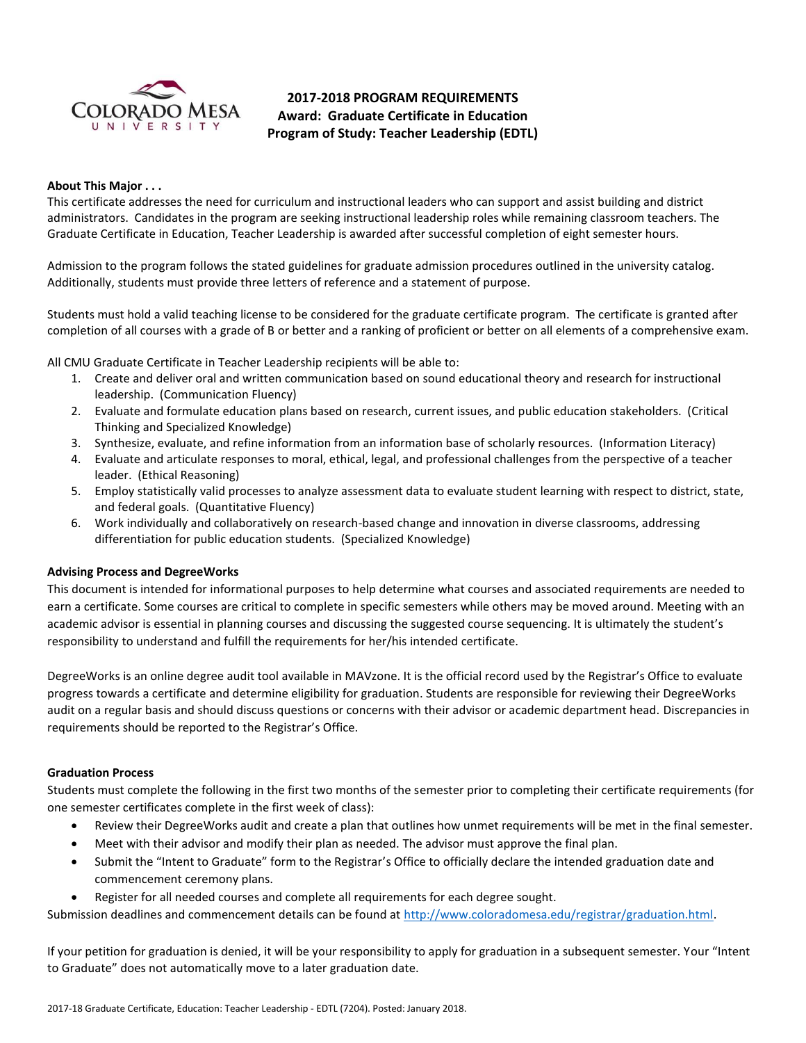# 2017-2018 PROGRAM REQUIREMENTS
## Award: Graduate Certificate in Education
## Program of Study: Teacher Leadership (EDTL)

**About This Major . . .**

This certificate addresses the need for curriculum and instructional leaders who can support and assist building and district administrators. Candidates in the program are seeking instructional leadership roles while remaining classroom teachers. The Graduate Certificate in Education, Teacher Leadership is awarded after successful completion of eight semester hours.

Admission to the program follows the stated guidelines for graduate admission procedures outlined in the university catalog. Additionally, students must provide three letters of reference and a statement of purpose.

Students must hold a valid teaching license to be considered for the graduate certificate program. The certificate is granted after completion of all courses with a grade of B or better and a ranking of proficient or better on all elements of a comprehensive exam.

All CMU Graduate Certificate in Teacher Leadership recipients will be able to:

1. Create and deliver oral and written communication based on sound educational theory and research for instructional leadership. (Communication Fluency)
2. Evaluate and formulate education plans based on research, current issues, and public education stakeholders. (Critical Thinking and Specialized Knowledge)
3. Synthesize, evaluate, and refine information from an information base of scholarly resources. (Information Literacy)
4. Evaluate and articulate responses to moral, ethical, legal, and professional challenges from the perspective of a teacher leader. (Ethical Reasoning)
5. Employ statistically valid processes to analyze assessment data to evaluate student learning with respect to district, state, and federal goals. (Quantitative Fluency)
6. Work individually and collaboratively on research-based change and innovation in diverse classrooms, addressing differentiation for public education students. (Specialized Knowledge)

**Advising Process and DegreeWorks**

This document is intended for informational purposes to help determine what courses and associated requirements are needed to earn a certificate. Some courses are critical to complete in specific semesters while others may be moved around. Meeting with an academic advisor is essential in planning courses and discussing the suggested course sequencing. It is ultimately the student's responsibility to understand and fulfill the requirements for her/his intended certificate.

DegreeWorks is an online degree audit tool available in MAVzone. It is the official record used by the Registrar's Office to evaluate progress towards a certificate and determine eligibility for graduation. Students are responsible for reviewing their DegreeWorks audit on a regular basis and should discuss questions or concerns with their advisor or academic department head. Discrepancies in requirements should be reported to the Registrar's Office.

**Graduation Process**

Students must complete the following in the first two months of the semester prior to completing their certificate requirements (for one semester certificates complete in the first week of class):

- Review their DegreeWorks audit and create a plan that outlines how unmet requirements will be met in the final semester.
- Meet with their advisor and modify their plan as needed. The advisor must approve the final plan.
- Submit the "Intent to Graduate" form to the Registrar's Office to officially declare the intended graduation date and commencement ceremony plans.
- Register for all needed courses and complete all requirements for each degree sought.

Submission deadlines and commencement details can be found at http://www.coloradomesa.edu/registrar/graduation.html.

If your petition for graduation is denied, it will be your responsibility to apply for graduation in a subsequent semester. Your "Intent to Graduate" does not automatically move to a later graduation date.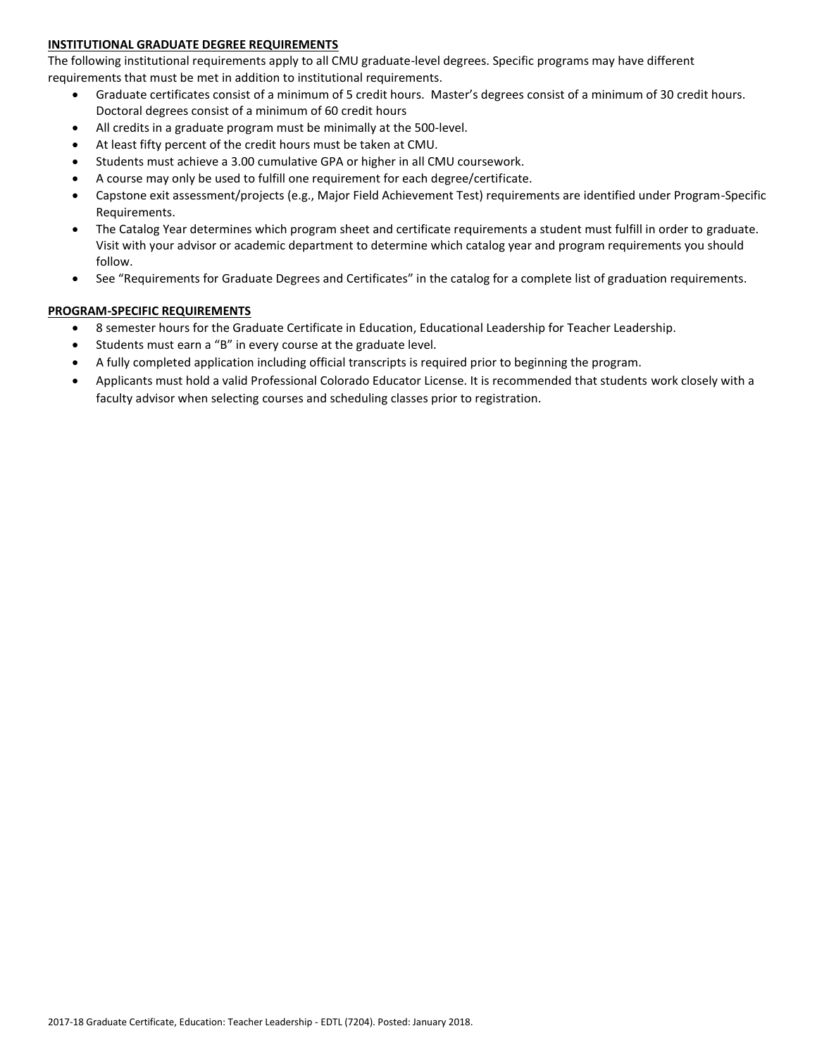## INSTITUTIONAL GRADUATE DEGREE REQUIREMENTS

The following institutional requirements apply to all CMU graduate-level degrees. Specific programs may have different requirements that must be met in addition to institutional requirements.

- Graduate certificates consist of a minimum of 5 credit hours. Master's degrees consist of a minimum of 30 credit hours. Doctoral degrees consist of a minimum of 60 credit hours
- All credits in a graduate program must be minimally at the 500-level.
- At least fifty percent of the credit hours must be taken at CMU.
- Students must achieve a 3.00 cumulative GPA or higher in all CMU coursework.
- A course may only be used to fulfill one requirement for each degree/certificate.
- Capstone exit assessment/projects (e.g., Major Field Achievement Test) requirements are identified under Program-Specific Requirements.
- The Catalog Year determines which program sheet and certificate requirements a student must fulfill in order to graduate. Visit with your advisor or academic department to determine which catalog year and program requirements you should follow.
- See "Requirements for Graduate Degrees and Certificates" in the catalog for a complete list of graduation requirements.

## PROGRAM-SPECIFIC REQUIREMENTS

- 8 semester hours for the Graduate Certificate in Education, Educational Leadership for Teacher Leadership.
- Students must earn a "B" in every course at the graduate level.
- A fully completed application including official transcripts is required prior to beginning the program.
- Applicants must hold a valid Professional Colorado Educator License. It is recommended that students work closely with a faculty advisor when selecting courses and scheduling classes prior to registration.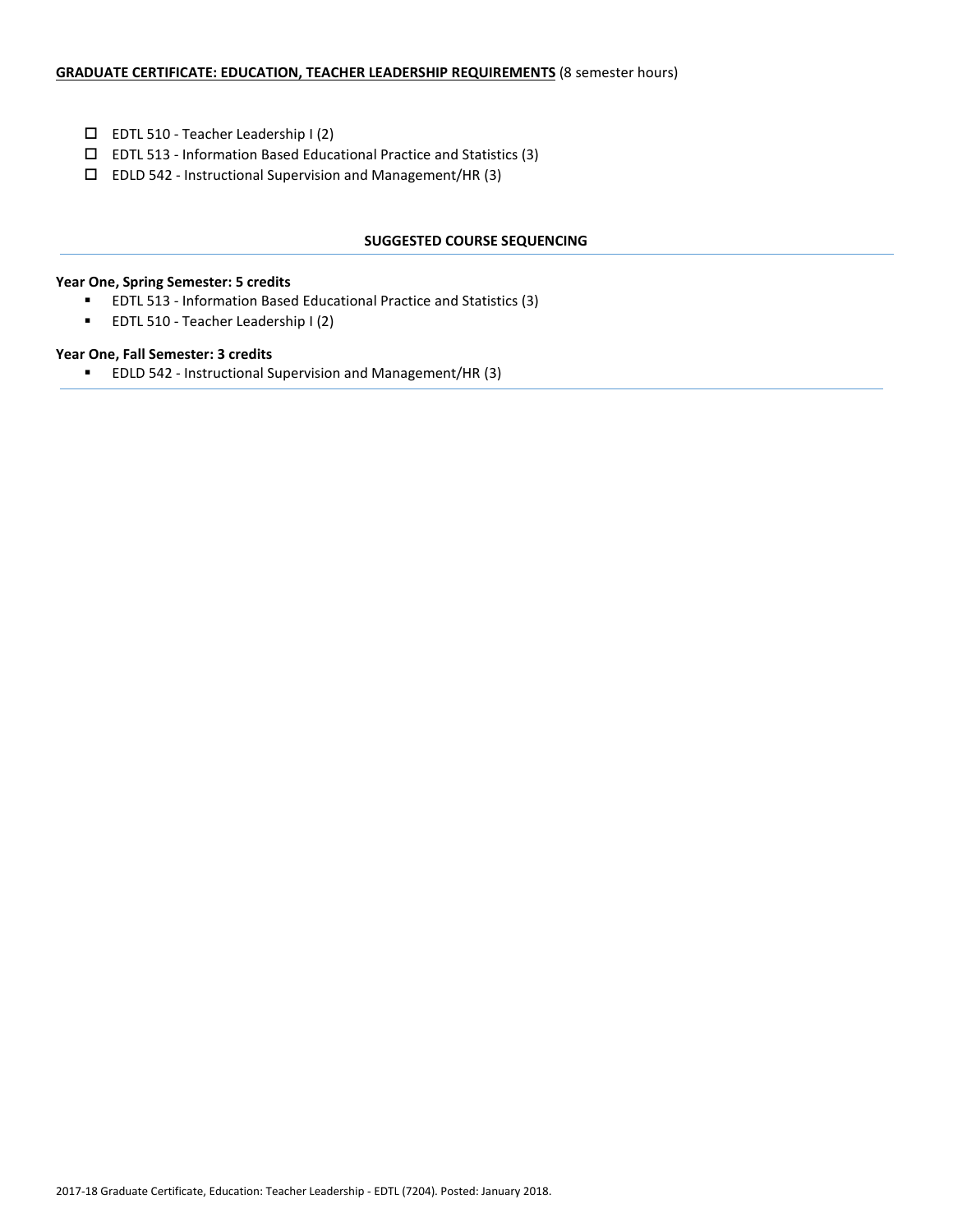**GRADUATE CERTIFICATE: EDUCATION, TEACHER LEADERSHIP REQUIREMENTS** (8 semester hours)

- ☐ EDTL 510 - Teacher Leadership I (2)
- ☐ EDTL 513 - Information Based Educational Practice and Statistics (3)
- ☐ EDLD 542 - Instructional Supervision and Management/HR (3)

## SUGGESTED COURSE SEQUENCING

**Year One, Spring Semester: 5 credits**

- EDTL 513 - Information Based Educational Practice and Statistics (3)
- EDTL 510 - Teacher Leadership I (2)

**Year One, Fall Semester: 3 credits**

- EDLD 542 - Instructional Supervision and Management/HR (3)

2017-18 Graduate Certificate, Education: Teacher Leadership - EDTL (7204). Posted: January 2018.